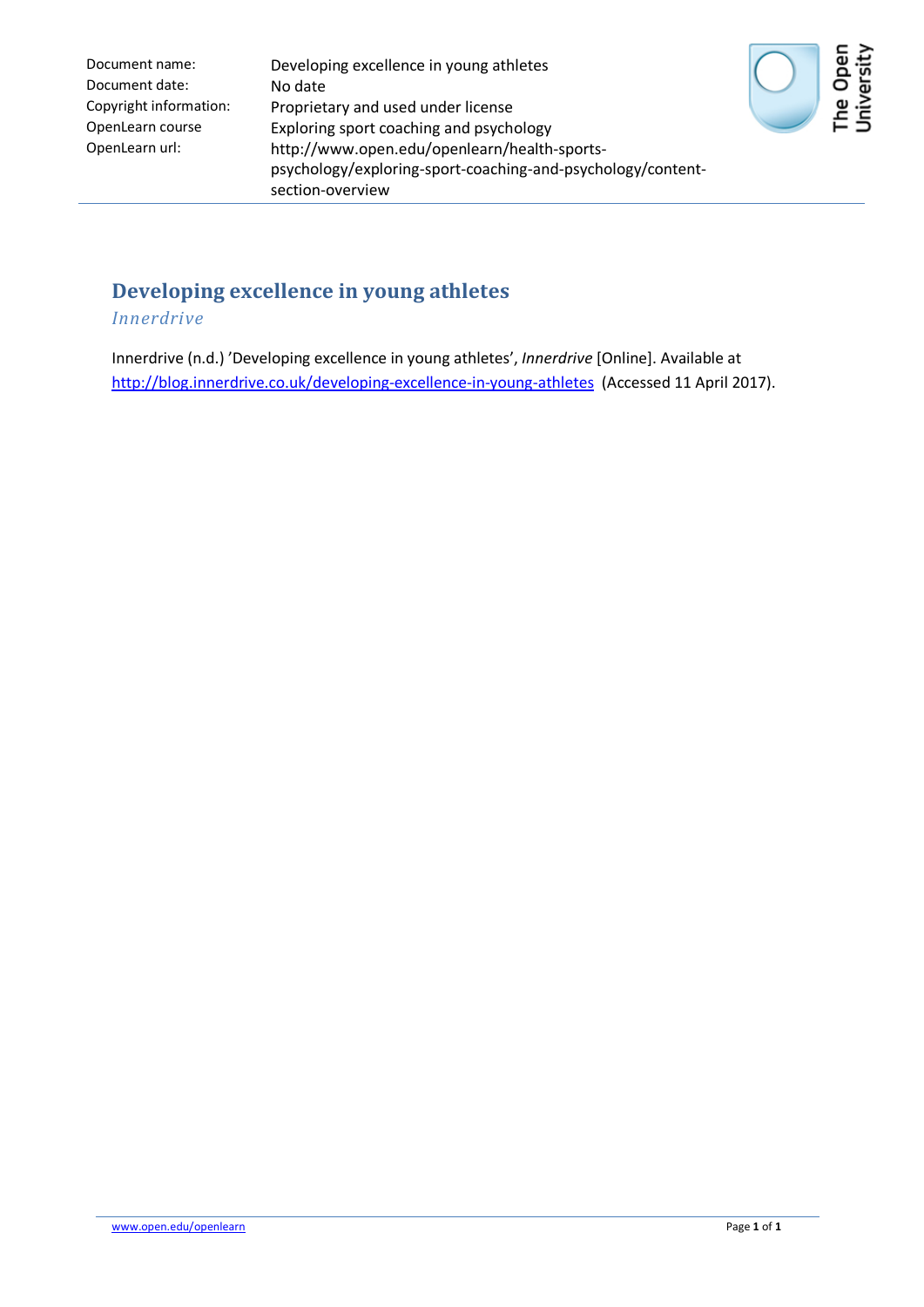| | |
|---|---|
| Document name: | Developing excellence in young athletes |
| Document date: | No date |
| Copyright information: | Proprietary and used under license |
| OpenLearn course | Exploring sport coaching and psychology |
| OpenLearn url: | http://www.open.edu/openlearn/health-sports-psychology/exploring-sport-coaching-and-psychology/content-section-overview |

# Developing excellence in young athletes

*Innerdrive*

Innerdrive (n.d.) 'Developing excellence in young athletes', *Innerdrive* [Online]. Available at http://blog.innerdrive.co.uk/developing-excellence-in-young-athletes (Accessed 11 April 2017).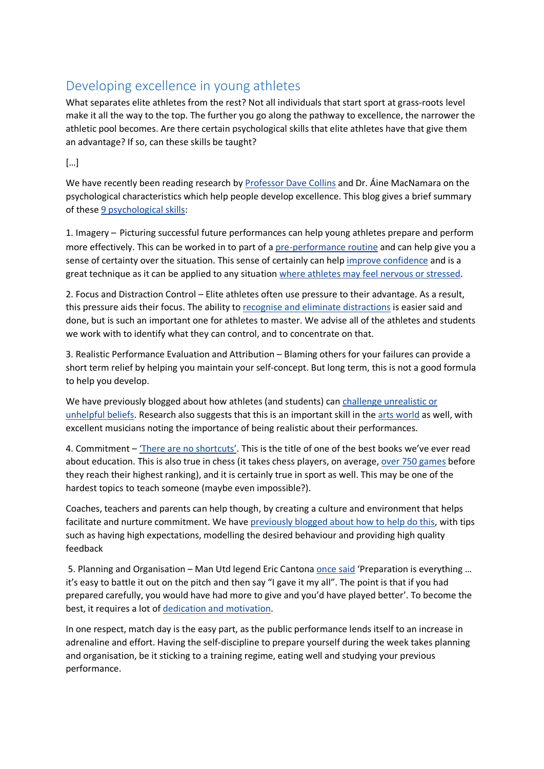## Developing excellence in young athletes

What separates elite athletes from the rest? Not all individuals that start sport at grass-roots level make it all the way to the top. The further you go along the pathway to excellence, the narrower the athletic pool becomes. Are there certain psychological skills that elite athletes have that give them an advantage? If so, can these skills be taught?

[…]

We have recently been reading research by Professor Dave Collins and Dr. Áine MacNamara on the psychological characteristics which help people develop excellence. This blog gives a brief summary of these 9 psychological skills:

1. Imagery – Picturing successful future performances can help young athletes prepare and perform more effectively. This can be worked in to part of a pre-performance routine and can help give you a sense of certainty over the situation. This sense of certainty can help improve confidence and is a great technique as it can be applied to any situation where athletes may feel nervous or stressed.

2. Focus and Distraction Control – Elite athletes often use pressure to their advantage. As a result, this pressure aids their focus. The ability to recognise and eliminate distractions is easier said and done, but is such an important one for athletes to master. We advise all of the athletes and students we work with to identify what they can control, and to concentrate on that.

3. Realistic Performance Evaluation and Attribution – Blaming others for your failures can provide a short term relief by helping you maintain your self-concept. But long term, this is not a good formula to help you develop.

We have previously blogged about how athletes (and students) can challenge unrealistic or unhelpful beliefs. Research also suggests that this is an important skill in the arts world as well, with excellent musicians noting the importance of being realistic about their performances.

4. Commitment – 'There are no shortcuts'. This is the title of one of the best books we've ever read about education. This is also true in chess (it takes chess players, on average, over 750 games before they reach their highest ranking), and it is certainly true in sport as well. This may be one of the hardest topics to teach someone (maybe even impossible?).

Coaches, teachers and parents can help though, by creating a culture and environment that helps facilitate and nurture commitment. We have previously blogged about how to help do this, with tips such as having high expectations, modelling the desired behaviour and providing high quality feedback

5. Planning and Organisation – Man Utd legend Eric Cantona once said 'Preparation is everything … it's easy to battle it out on the pitch and then say "I gave it my all". The point is that if you had prepared carefully, you would have had more to give and you'd have played better'. To become the best, it requires a lot of dedication and motivation.

In one respect, match day is the easy part, as the public performance lends itself to an increase in adrenaline and effort. Having the self-discipline to prepare yourself during the week takes planning and organisation, be it sticking to a training regime, eating well and studying your previous performance.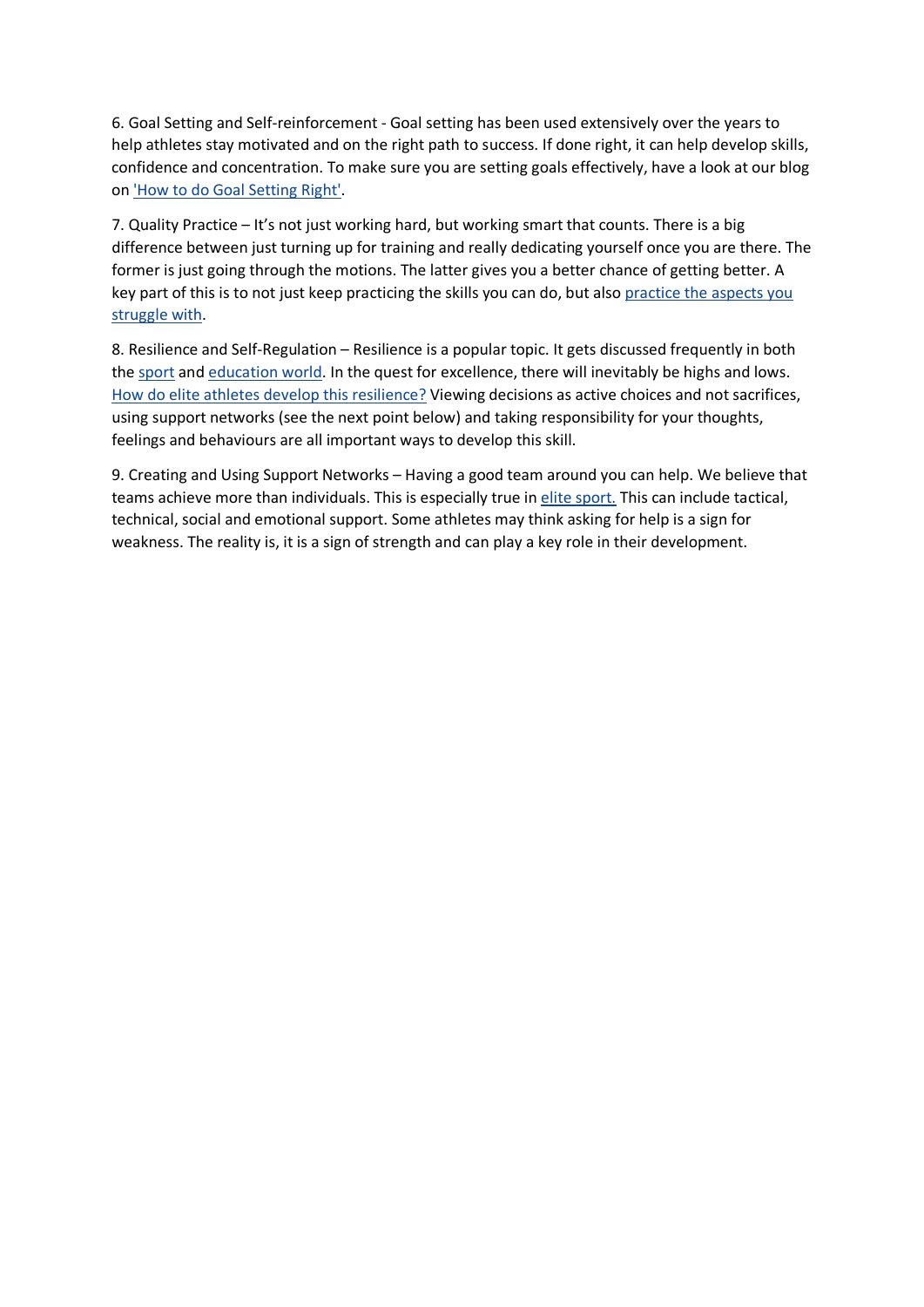6. Goal Setting and Self-reinforcement - Goal setting has been used extensively over the years to help athletes stay motivated and on the right path to success. If done right, it can help develop skills, confidence and concentration. To make sure you are setting goals effectively, have a look at our blog on 'How to do Goal Setting Right'.

7. Quality Practice – It's not just working hard, but working smart that counts. There is a big difference between just turning up for training and really dedicating yourself once you are there. The former is just going through the motions. The latter gives you a better chance of getting better. A key part of this is to not just keep practicing the skills you can do, but also practice the aspects you struggle with.

8. Resilience and Self-Regulation – Resilience is a popular topic. It gets discussed frequently in both the sport and education world. In the quest for excellence, there will inevitably be highs and lows. How do elite athletes develop this resilience? Viewing decisions as active choices and not sacrifices, using support networks (see the next point below) and taking responsibility for your thoughts, feelings and behaviours are all important ways to develop this skill.

9. Creating and Using Support Networks – Having a good team around you can help. We believe that teams achieve more than individuals. This is especially true in elite sport. This can include tactical, technical, social and emotional support. Some athletes may think asking for help is a sign for weakness. The reality is, it is a sign of strength and can play a key role in their development.